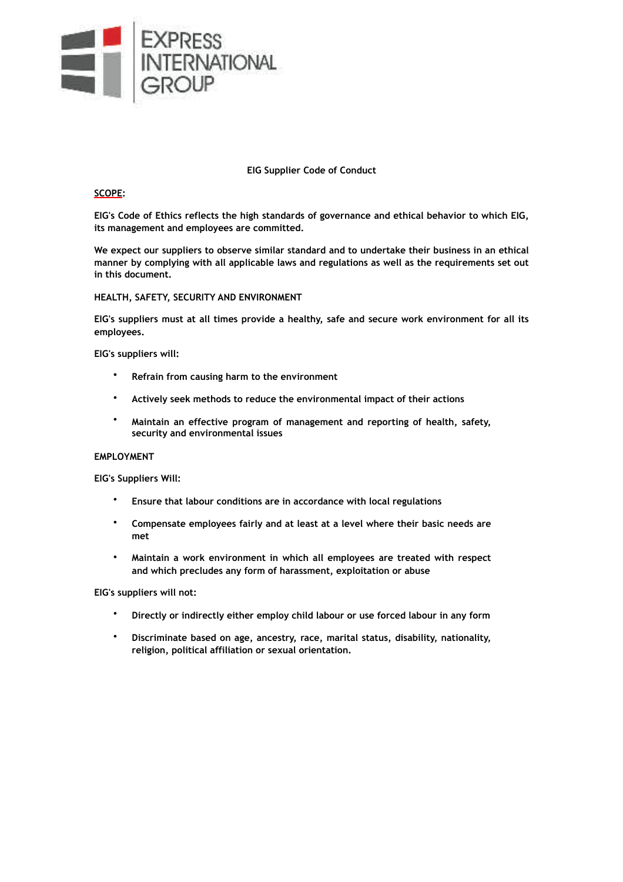EXPRESS INTERNATIONAL GROUP

# EIG Supplier Code of Conduct

## SCOPE:

EIG's Code of Ethics reflects the high standards of governance and ethical behavior to which EIG, its management and employees are committed.

We expect our suppliers to observe similar standard and to undertake their business in an ethical manner by complying with all applicable laws and regulations as well as the requirements set out in this document.

## HEALTH, SAFETY, SECURITY AND ENVIRONMENT

EIG's suppliers must at all times provide a healthy, safe and secure work environment for all its employees.

EIG's suppliers will:

- Refrain from causing harm to the environment
- Actively seek methods to reduce the environmental impact of their actions
- Maintain an effective program of management and reporting of health, safety, security and environmental issues

## EMPLOYMENT

EIG's Suppliers Will:

- Ensure that labour conditions are in accordance with local regulations
- Compensate employees fairly and at least at a level where their basic needs are met
- Maintain a work environment in which all employees are treated with respect and which precludes any form of harassment, exploitation or abuse

EIG's suppliers will not:

- Directly or indirectly either employ child labour or use forced labour in any form
- Discriminate based on age, ancestry, race, marital status, disability, nationality, religion, political affiliation or sexual orientation.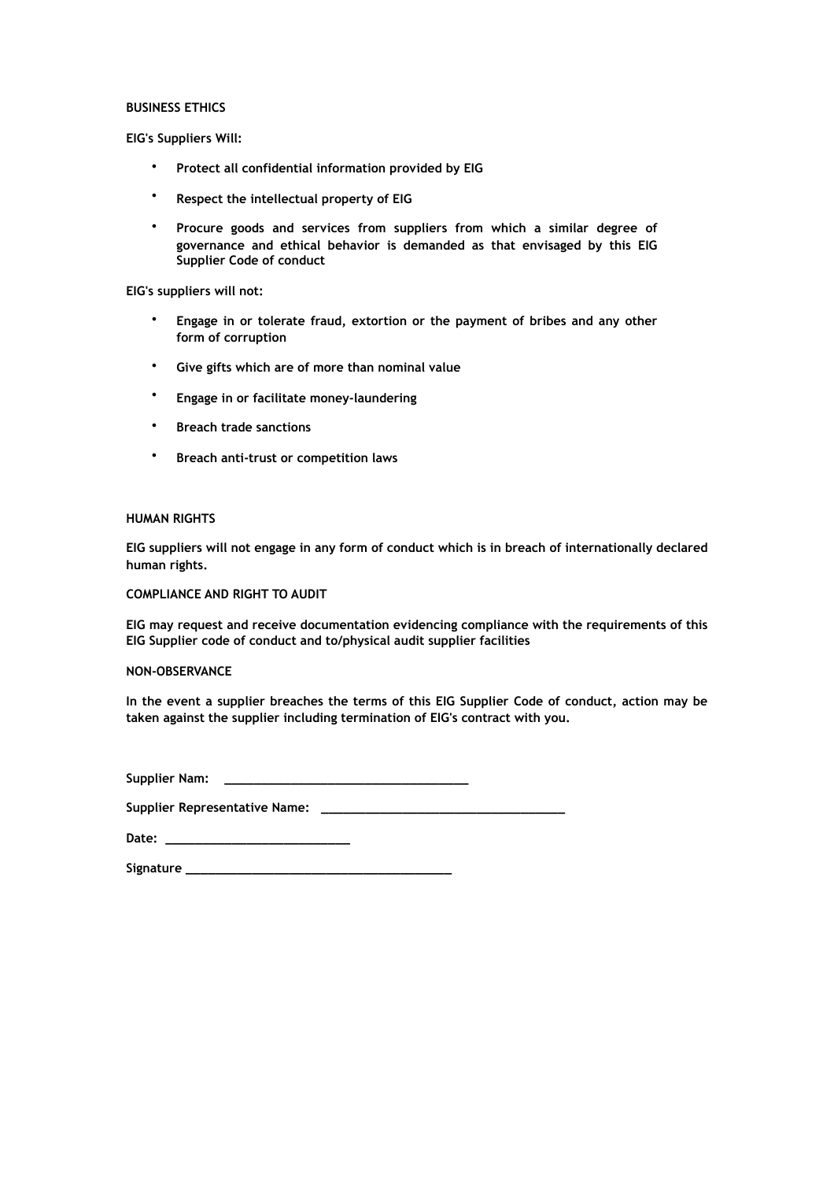**BUSINESS ETHICS**

**EIG's Suppliers Will:**

- **Protect all confidential information provided by EIG**
- **Respect the intellectual property of EIG**
- **Procure goods and services from suppliers from which a similar degree of governance and ethical behavior is demanded as that envisaged by this EIG Supplier Code of conduct**

**EIG's suppliers will not:**

- **Engage in or tolerate fraud, extortion or the payment of bribes and any other form of corruption**
- **Give gifts which are of more than nominal value**
- **Engage in or facilitate money-laundering**
- **Breach trade sanctions**
- **Breach anti-trust or competition laws**

**HUMAN RIGHTS**

**EIG suppliers will not engage in any form of conduct which is in breach of internationally declared human rights.**

**COMPLIANCE AND RIGHT TO AUDIT**

**EIG may request and receive documentation evidencing compliance with the requirements of this EIG Supplier code of conduct and to/physical audit supplier facilities**

**NON-OBSERVANCE**

**In the event a supplier breaches the terms of this EIG Supplier Code of conduct, action may be taken against the supplier including termination of EIG's contract with you.**

**Supplier Nam:** ___________________________________

**Supplier Representative Name:** ___________________________________

**Date:** __________________________

**Signature** _______________________________________